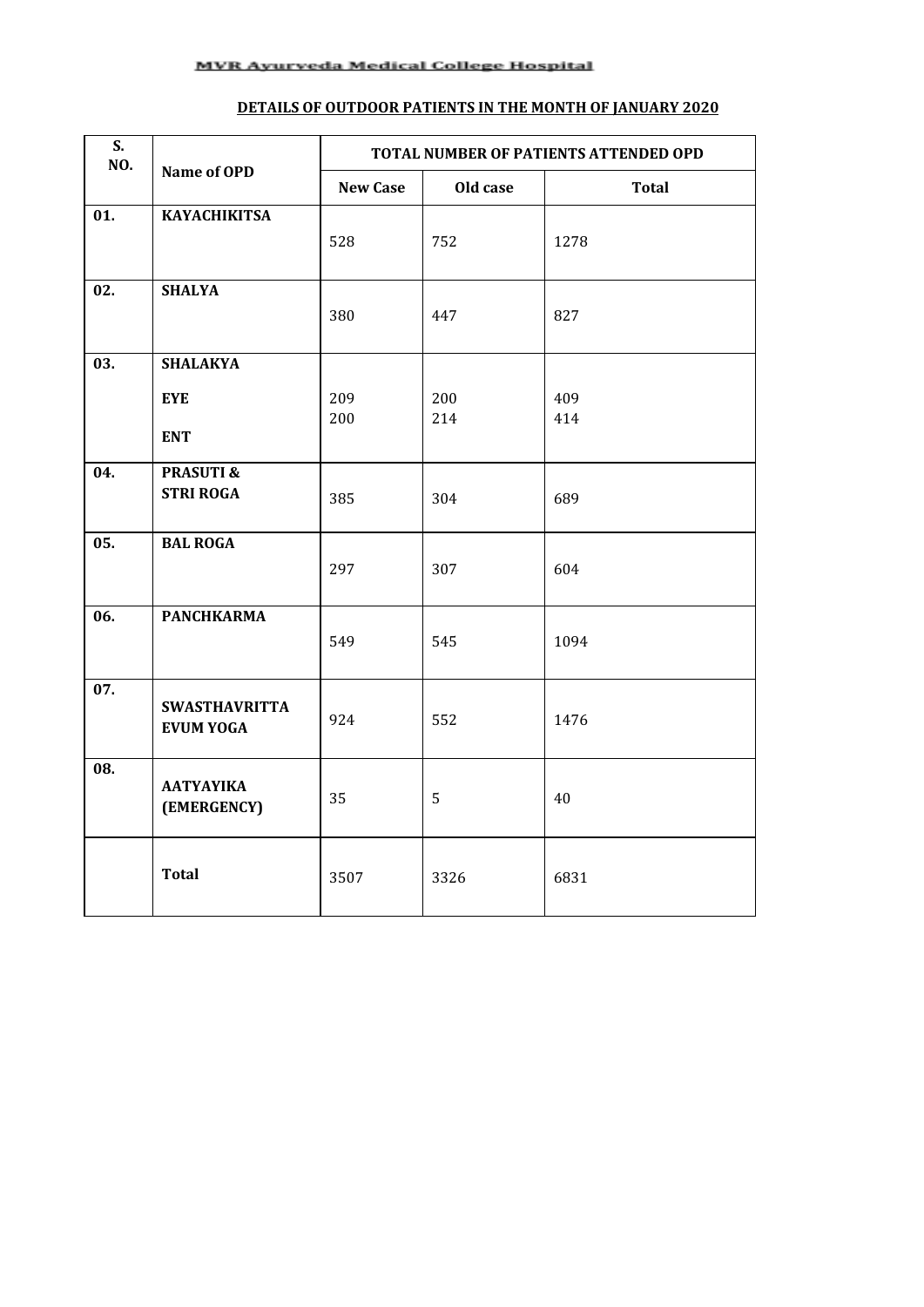MVR Ayurveda Medical College Hospital

## DETAILS OF OUTDOOR PATIENTS IN THE MONTH OF JANUARY 2020

| S. NO. | Name of OPD | TOTAL NUMBER OF PATIENTS ATTENDED OPD | | |
|---|---|---|---|---|
| | | New Case | Old case | Total |
| 01. | KAYACHIKITSA | 528 | 752 | 1278 |
| 02. | SHALYA | 380 | 447 | 827 |
| 03. | SHALAKYA | | | |
| | EYE | 209 | 200 | 409 |
| | ENT | 200 | 214 | 414 |
| 04. | PRASUTI & STRI ROGA | 385 | 304 | 689 |
| 05. | BAL ROGA | 297 | 307 | 604 |
| 06. | PANCHKARMA | 549 | 545 | 1094 |
| 07. | SWASTHAVRITTA EVUM YOGA | 924 | 552 | 1476 |
| 08. | AATYAYIKA (EMERGENCY) | 35 | 5 | 40 |
| | Total | 3507 | 3326 | 6831 |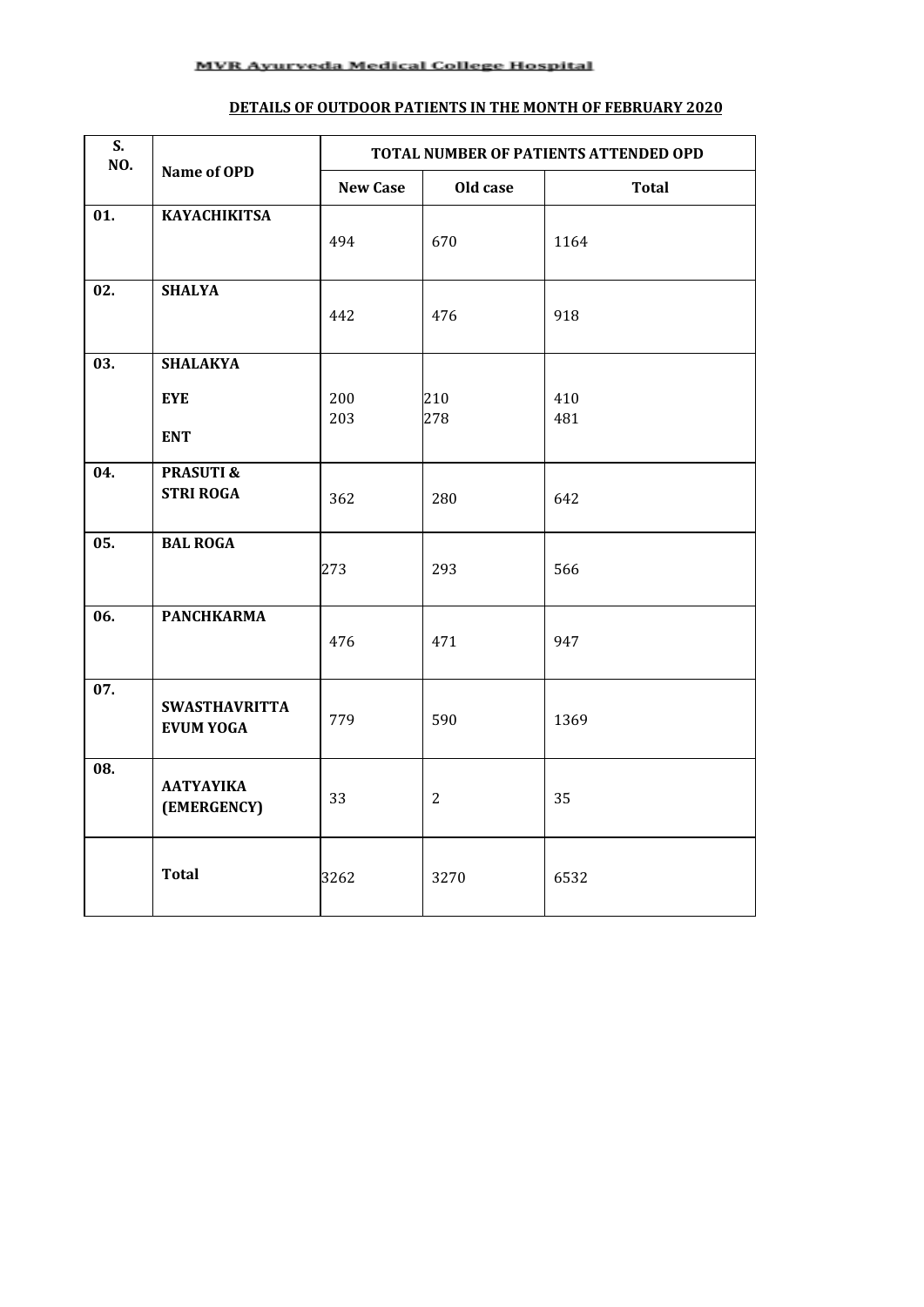MVR Ayurveda Medical College Hospital

## DETAILS OF OUTDOOR PATIENTS IN THE MONTH OF FEBRUARY 2020

| S. NO. | Name of OPD | TOTAL NUMBER OF PATIENTS ATTENDED OPD | | |
|---|---|---|---|---|
| | | New Case | Old case | Total |
| 01. | KAYACHIKITSA | 494 | 670 | 1164 |
| 02. | SHALYA | 442 | 476 | 918 |
| 03. | SHALAKYA | | | |
| | EYE | 200 | 210 | 410 |
| | ENT | 203 | 278 | 481 |
| 04. | PRASUTI & STRI ROGA | 362 | 280 | 642 |
| 05. | BAL ROGA | 273 | 293 | 566 |
| 06. | PANCHKARMA | 476 | 471 | 947 |
| 07. | SWASTHAVRITTA EVUM YOGA | 779 | 590 | 1369 |
| 08. | AATYAYIKA (EMERGENCY) | 33 | 2 | 35 |
| | Total | 3262 | 3270 | 6532 |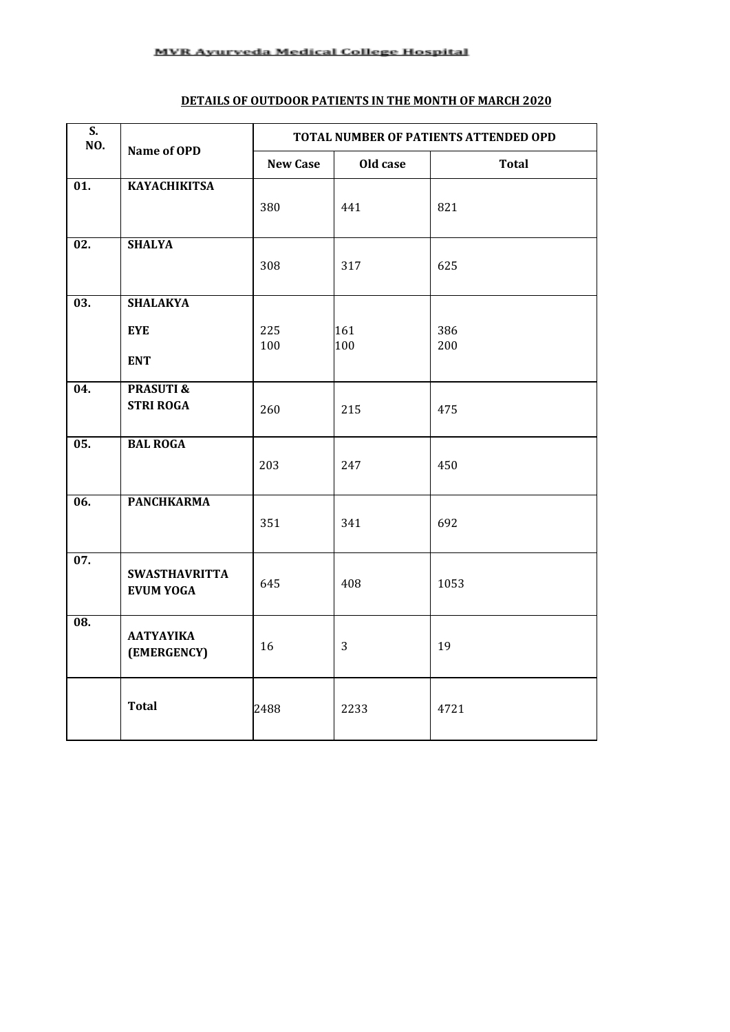MVR Ayurveda Medical College Hospital

## DETAILS OF OUTDOOR PATIENTS IN THE MONTH OF MARCH 2020

| S. NO. | Name of OPD | TOTAL NUMBER OF PATIENTS ATTENDED OPD | | |
|---|---|---|---|---|
| | | New Case | Old case | Total |
| 01. | **KAYACHIKITSA** | 380 | 441 | 821 |
| 02. | **SHALYA** | 308 | 317 | 625 |
| 03. | **SHALAKYA** | | | |
| | **EYE** | 225 | 161 | 386 |
| | **ENT** | 100 | 100 | 200 |
| 04. | **PRASUTI & STRI ROGA** | 260 | 215 | 475 |
| 05. | **BAL ROGA** | 203 | 247 | 450 |
| 06. | **PANCHKARMA** | 351 | 341 | 692 |
| 07. | **SWASTHAVRITTA EVUM YOGA** | 645 | 408 | 1053 |
| 08. | **AATYAYIKA (EMERGENCY)** | 16 | 3 | 19 |
| | **Total** | 2488 | 2233 | 4721 |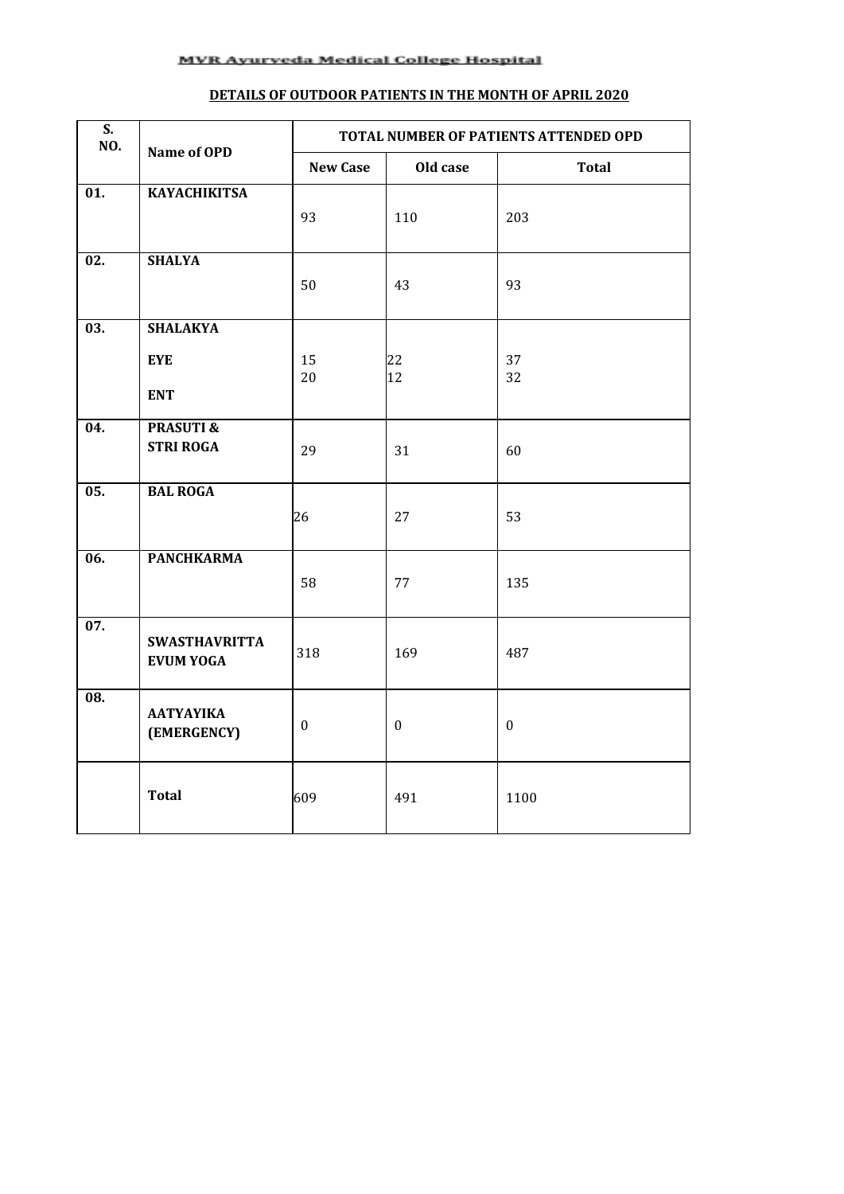MVR Ayurveda Medical College Hospital

**DETAILS OF OUTDOOR PATIENTS IN THE MONTH OF APRIL 2020**

| S. NO. | Name of OPD | TOTAL NUMBER OF PATIENTS ATTENDED OPD | | |
|---|---|---|---|---|
| | | New Case | Old case | Total |
| 01. | KAYACHIKITSA | 93 | 110 | 203 |
| 02. | SHALYA | 50 | 43 | 93 |
| 03. | SHALAKYA | | | |
| | EYE | 15 | 22 | 37 |
| | ENT | 20 | 12 | 32 |
| 04. | PRASUTI & STRI ROGA | 29 | 31 | 60 |
| 05. | BAL ROGA | 26 | 27 | 53 |
| 06. | PANCHKARMA | 58 | 77 | 135 |
| 07. | SWASTHAVRITTA EVUM YOGA | 318 | 169 | 487 |
| 08. | AATYAYIKA (EMERGENCY) | 0 | 0 | 0 |
| | Total | 609 | 491 | 1100 |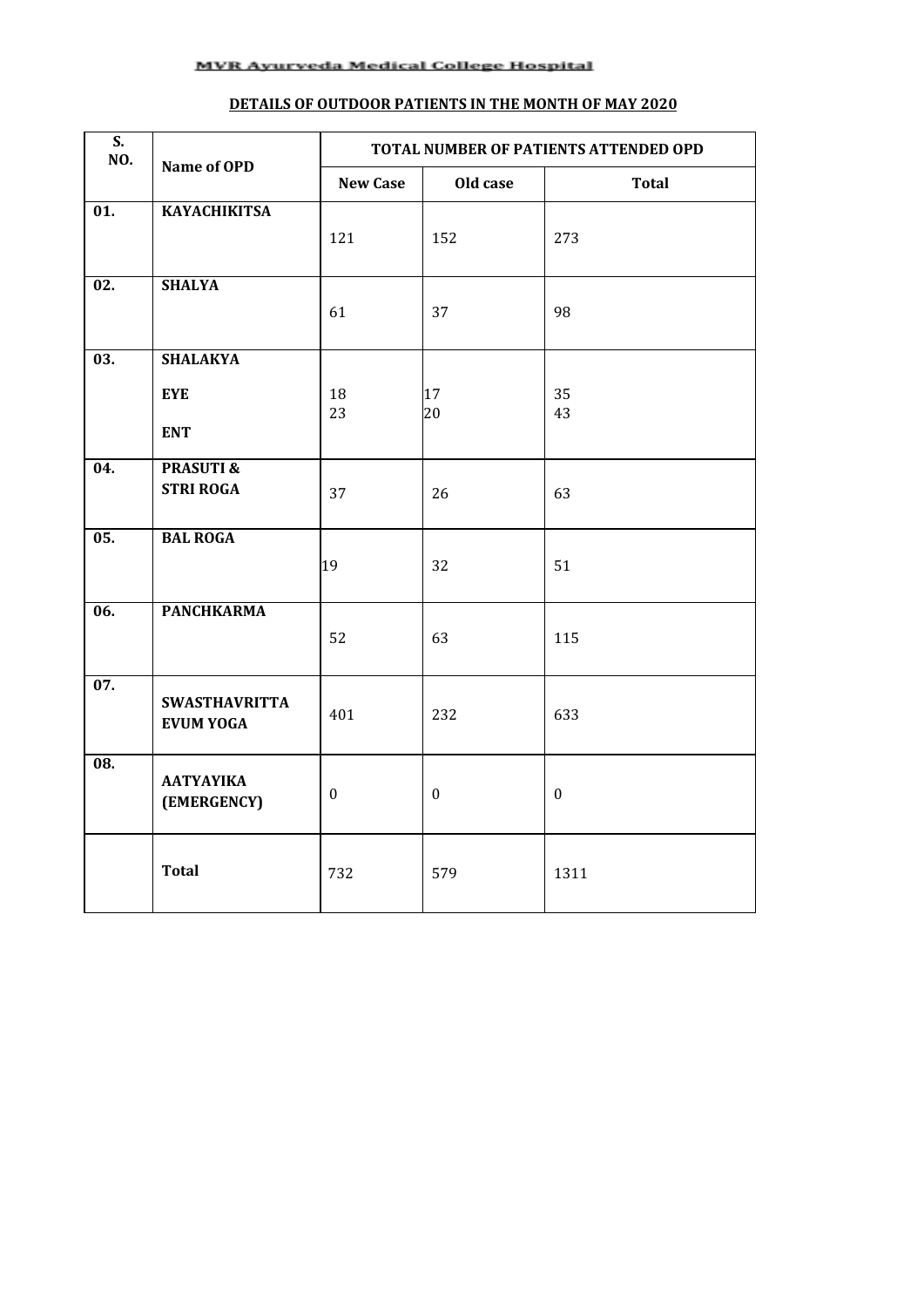MVR Ayurveda Medical College Hospital

## DETAILS OF OUTDOOR PATIENTS IN THE MONTH OF MAY 2020

| S. NO. | Name of OPD | TOTAL NUMBER OF PATIENTS ATTENDED OPD | | |
|---|---|---|---|---|
| | | New Case | Old case | Total |
| 01. | KAYACHIKITSA | 121 | 152 | 273 |
| 02. | SHALYA | 61 | 37 | 98 |
| 03. | SHALAKYA<br>EYE<br>ENT | 18<br>23 | 17<br>20 | 35<br>43 |
| 04. | PRASUTI & STRI ROGA | 37 | 26 | 63 |
| 05. | BAL ROGA | 19 | 32 | 51 |
| 06. | PANCHKARMA | 52 | 63 | 115 |
| 07. | SWASTHAVRITTA EVUM YOGA | 401 | 232 | 633 |
| 08. | AATYAYIKA (EMERGENCY) | 0 | 0 | 0 |
| | Total | 732 | 579 | 1311 |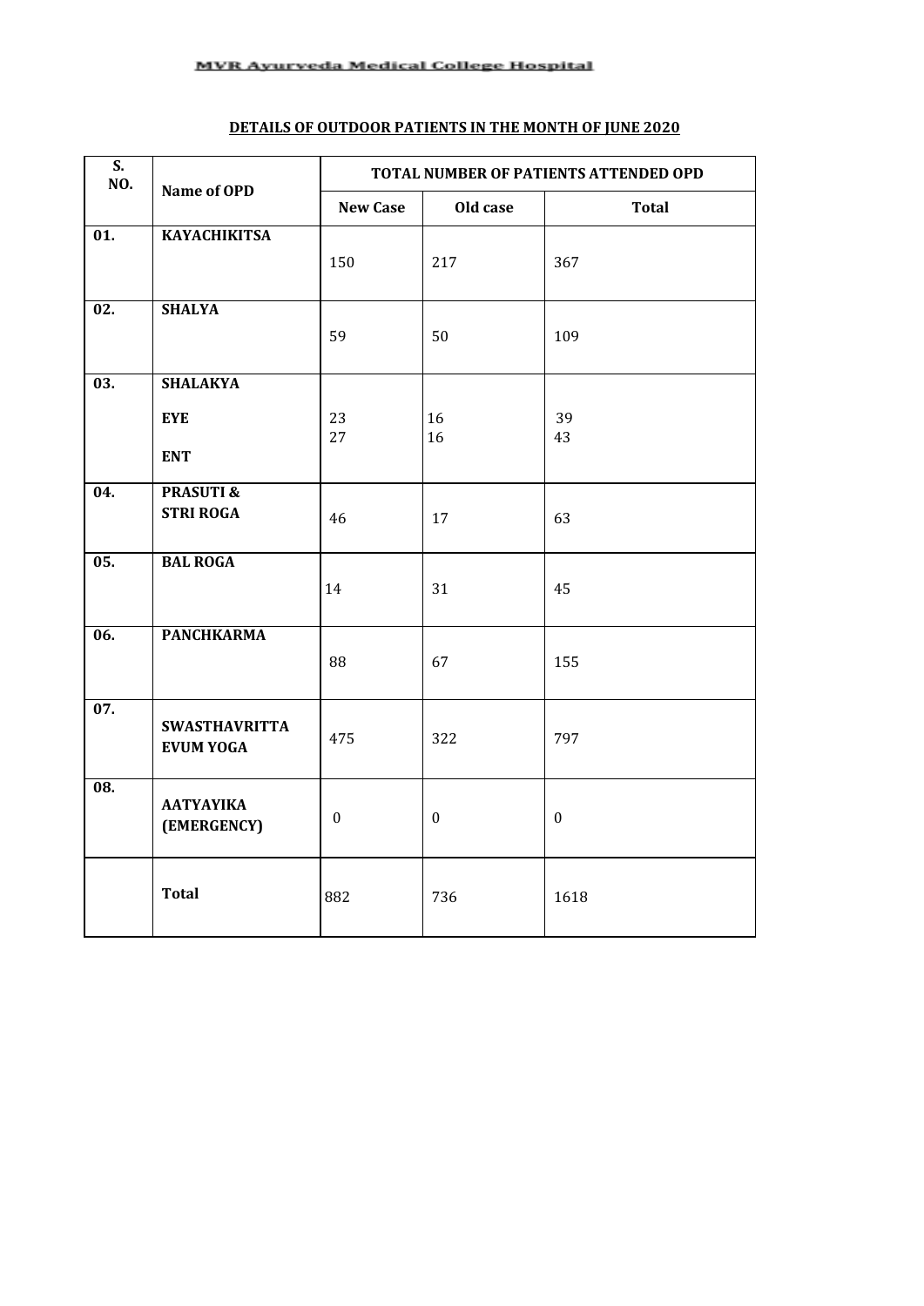MVR Ayurveda Medical College Hospital

**DETAILS OF OUTDOOR PATIENTS IN THE MONTH OF JUNE 2020**

| S. NO. | Name of OPD | TOTAL NUMBER OF PATIENTS ATTENDED OPD | | |
|---|---|---|---|---|
| | | New Case | Old case | Total |
| 01. | KAYACHIKITSA | 150 | 217 | 367 |
| 02. | SHALYA | 59 | 50 | 109 |
| 03. | SHALAKYA<br>EYE<br>ENT | 23<br>27 | 16<br>16 | 39<br>43 |
| 04. | PRASUTI & STRI ROGA | 46 | 17 | 63 |
| 05. | BAL ROGA | 14 | 31 | 45 |
| 06. | PANCHKARMA | 88 | 67 | 155 |
| 07. | SWASTHAVRITTA EVUM YOGA | 475 | 322 | 797 |
| 08. | AATYAYIKA (EMERGENCY) | 0 | 0 | 0 |
| | Total | 882 | 736 | 1618 |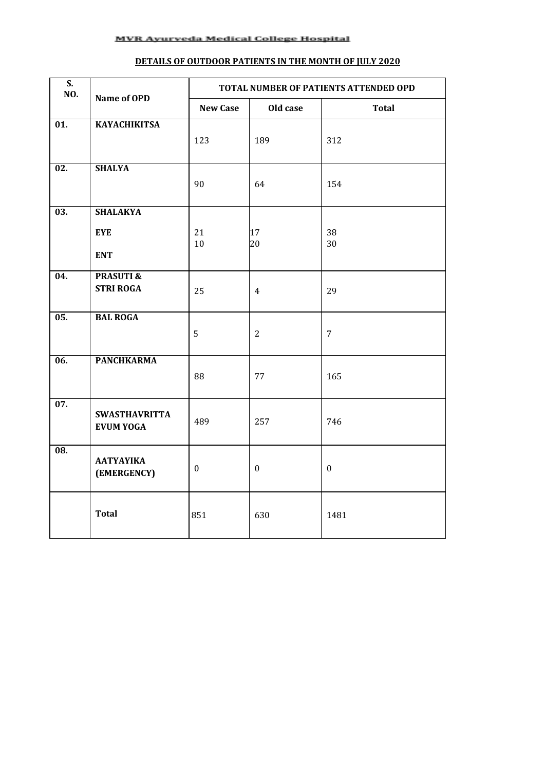MVR Ayurveda Medical College Hospital

**DETAILS OF OUTDOOR PATIENTS IN THE MONTH OF JULY 2020**

| S. NO. | Name of OPD | TOTAL NUMBER OF PATIENTS ATTENDED OPD | | |
|---|---|---|---|---|
| | | New Case | Old case | Total |
| 01. | KAYACHIKITSA | 123 | 189 | 312 |
| 02. | SHALYA | 90 | 64 | 154 |
| 03. | SHALAKYA<br>EYE<br>ENT | 21<br>10 | 17<br>20 | 38<br>30 |
| 04. | PRASUTI & STRI ROGA | 25 | 4 | 29 |
| 05. | BAL ROGA | 5 | 2 | 7 |
| 06. | PANCHKARMA | 88 | 77 | 165 |
| 07. | SWASTHAVRITTA EVUM YOGA | 489 | 257 | 746 |
| 08. | AATYAYIKA (EMERGENCY) | 0 | 0 | 0 |
| | Total | 851 | 630 | 1481 |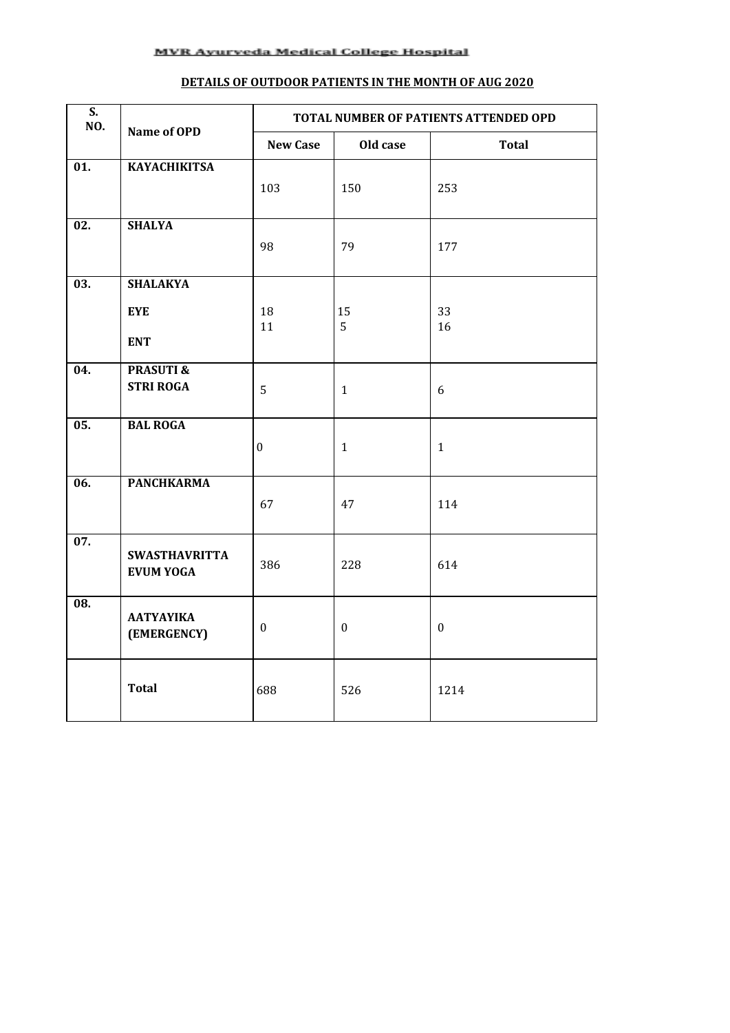MVR Ayurveda Medical College Hospital

## DETAILS OF OUTDOOR PATIENTS IN THE MONTH OF AUG 2020

| S. NO. | Name of OPD | TOTAL NUMBER OF PATIENTS ATTENDED OPD | | |
|---|---|---|---|---|
| | | New Case | Old case | Total |
| 01. | KAYACHIKITSA | 103 | 150 | 253 |
| 02. | SHALYA | 98 | 79 | 177 |
| 03. | SHALAKYA EYE ENT | 18<br>11 | 15<br>5 | 33<br>16 |
| 04. | PRASUTI & STRI ROGA | 5 | 1 | 6 |
| 05. | BAL ROGA | 0 | 1 | 1 |
| 06. | PANCHKARMA | 67 | 47 | 114 |
| 07. | SWASTHAVRITTA EVUM YOGA | 386 | 228 | 614 |
| 08. | AATYAYIKA (EMERGENCY) | 0 | 0 | 0 |
| | Total | 688 | 526 | 1214 |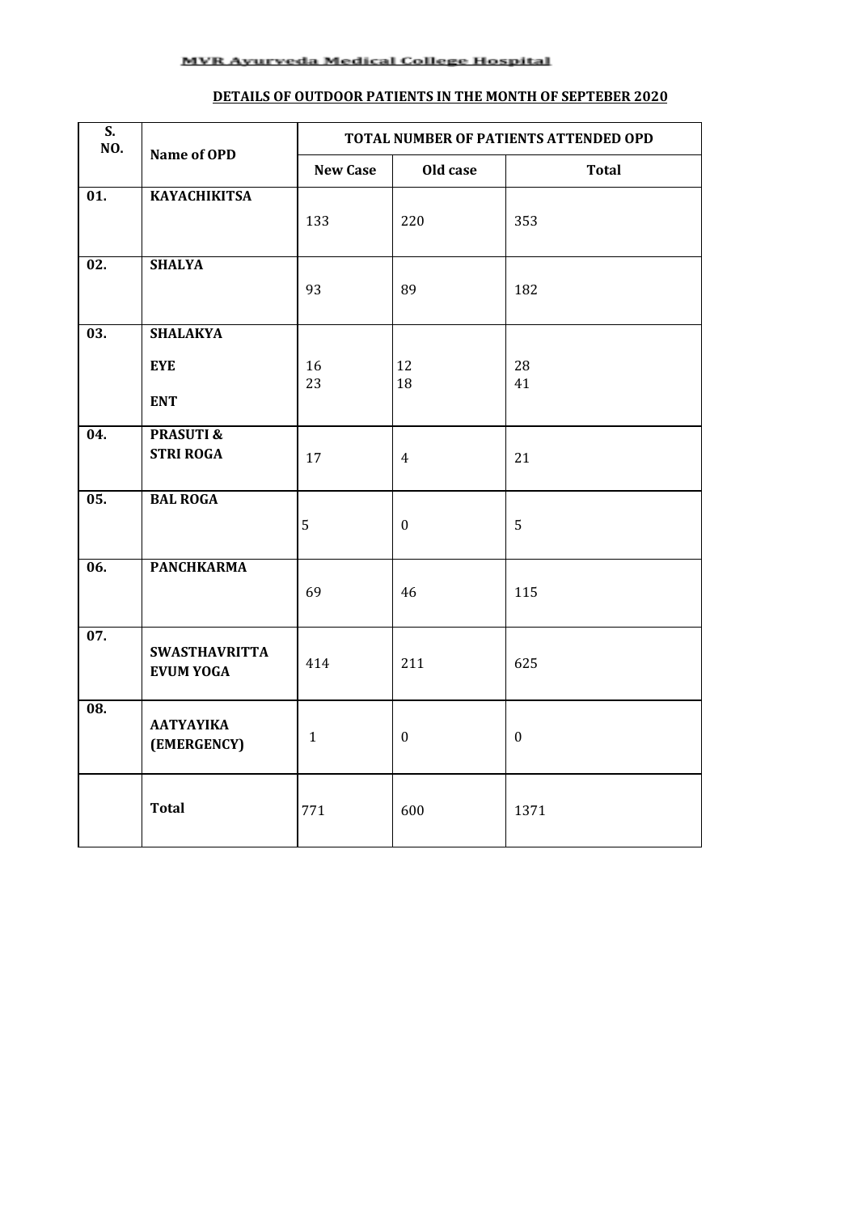MVR Ayurveda Medical College Hospital

**DETAILS OF OUTDOOR PATIENTS IN THE MONTH OF SEPTEBER 2020**

| S. NO. | Name of OPD | TOTAL NUMBER OF PATIENTS ATTENDED OPD | | |
|---|---|---|---|---|
| | | New Case | Old case | Total |
| 01. | KAYACHIKITSA | 133 | 220 | 353 |
| 02. | SHALYA | 93 | 89 | 182 |
| 03. | SHALAKYA | | | |
| | EYE | 16 | 12 | 28 |
| | ENT | 23 | 18 | 41 |
| 04. | PRASUTI & STRI ROGA | 17 | 4 | 21 |
| 05. | BAL ROGA | 5 | 0 | 5 |
| 06. | PANCHKARMA | 69 | 46 | 115 |
| 07. | SWASTHAVRITTA EVUM YOGA | 414 | 211 | 625 |
| 08. | AATYAYIKA (EMERGENCY) | 1 | 0 | 0 |
| | Total | 771 | 600 | 1371 |